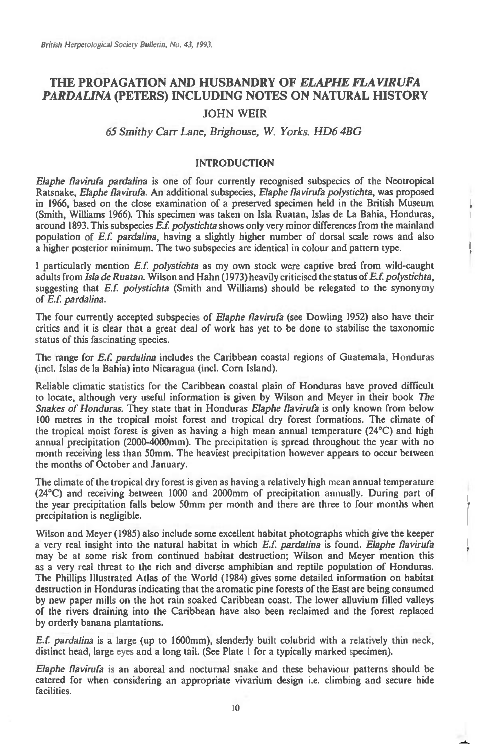# THE PROPAGATION AND HUSBANDRY OF *ELAPHE FLAVIRUFA PARDALINA* (PETERS) INCLUDING NOTES ON NATURAL HISTORY

## JOHN WEIR

*65 Smithy Carr Lane, Brighouse, W. Yorks. HD6 4BG*

### INTRODUCTION

*Elaphe flavirufa pardalina* is one of four currently recognised subspecies of the Neotropical Ratsnake, *Elaphe flavirufa*. An additional subspecies, *Elaphe flavirufa polystichta*, was proposed in 1966, based on the close examination of a preserved specimen held in the British Museum (Smith, Williams 1966). This specimen was taken on Isla Ruatan, Islas de La Bahia, Honduras, around 1893. This subspecies *E.f. polystichta* shows only very minor differences from the mainland population of *E.f. pardalina*, having a slightly higher number of dorsal scale rows and also a higher posterior minimum. The two subspecies are identical in colour and pattern type.

I particularly mention *E.f. polystichta* as my own stock were captive bred from wild-caught adults from *Isla de Ruatan*. Wilson and Hahn (1973) heavily criticised the status of *E.f. polystichta*, suggesting that *E.f. polystichta* (Smith and Williams) should be relegated to the synonymy of *E.f. pardalina*.

The four currently accepted subspecies of *Elaphe flavirufa* (see Dowling 1952) also have their critics and it is clear that a great deal of work has yet to be done to stabilise the taxonomic status of this fascinating species.

The range for *E.f. pardalina* includes the Caribbean coastal regions of Guatemala, Honduras (incl. Islas de la Bahia) into Nicaragua (incl. Corn Island).

Reliable climatic statistics for the Caribbean coastal plain of Honduras have proved difficult to locate, although very useful information is given by Wilson and Meyer in their book *The Snakes of Honduras*. They state that in Honduras *Elaphe flavirufa* is only known from below 100 metres in the tropical moist forest and tropical dry forest formations. The climate of the tropical moist forest is given as having a high mean annual temperature (24°C) and high annual precipitation (2000-4000mm). The precipitation is spread throughout the year with no month receiving less than 50mm. The heaviest precipitation however appears to occur between the months of October and January.

The climate of the tropical dry forest is given as having a relatively high mean annual temperature (24°C) and receiving between 1000 and 2000mm of precipitation annually. During part of the year precipitation falls below 50mm per month and there are three to four months when precipitation is negligible.

Wilson and Meyer (1985) also include some excellent habitat photographs which give the keeper a very real insight into the natural habitat in which *E.f. pardalina* is found. *Elaphe flavirufa* may be at some risk from continued habitat destruction; Wilson and Meyer mention this as a very real threat to the rich and diverse amphibian and reptile population of Honduras. The Phillips Illustrated Atlas of the World (1984) gives some detailed information on habitat destruction in Honduras indicating that the aromatic pine forests of the East are being consumed by new paper mills on the hot rain soaked Caribbean coast. The lower alluvium filled valleys of the rivers draining into the Caribbean have also been reclaimed and the forest replaced by orderly banana plantations.

*E.f. pardalina* is a large (up to 1600mm), slenderly built colubrid with a relatively thin neck, distinct head, large eyes and a long tail. (See Plate 1 for a typically marked specimen).

*Elaphe flavirufa* is an aboreal and nocturnal snake and these behaviour patterns should be catered for when considering an appropriate vivarium design i.e. climbing and secure hide facilities.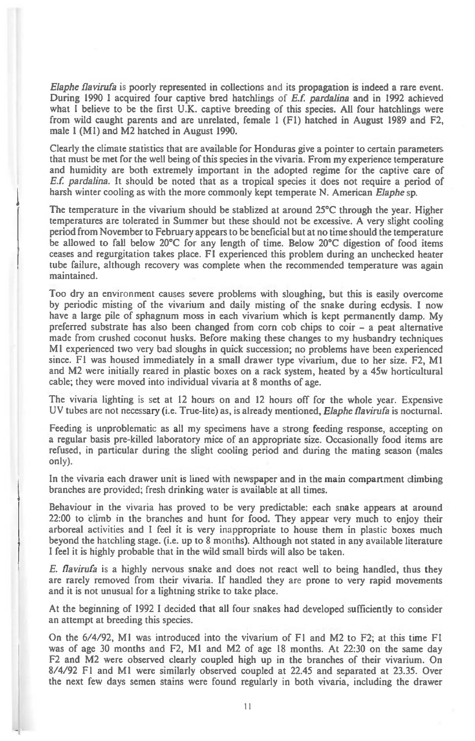*Elaphe flavirufa* is poorly represented in collections and its propagation is indeed a rare event. During 1990 I acquired four captive bred hatchlings of *E.f. pardalina* and in 1992 achieved what I believe to be the first U.K. captive breeding of this species. All four hatchlings were from wild caught parents and are unrelated, female 1 (F1) hatched in August 1989 and F2, male 1 (M1) and M2 hatched in August 1990.

Clearly the climate statistics that are available for Honduras give a pointer to certain parameters that must be met for the well being of this species in the vivaria. From my experience temperature and humidity are both extremely important in the adopted regime for the captive care of *E.f. pardalina*. It should be noted that as a tropical species it does not require a period of harsh winter cooling as with the more commonly kept temperate N. American *Elaphe* sp.

The temperature in the vivarium should be stablized at around 25°C through the year. Higher temperatures are tolerated in Summer but these should not be excessive. A very slight cooling period from November to February appears to be beneficial but at no time should the temperature be allowed to fall below 20°C for any length of time. Below 20°C digestion of food items ceases and regurgitation takes place. F1 experienced this problem during an unchecked heater tube failure, although recovery was complete when the recommended temperature was again maintained.

Too dry an environment causes severe problems with sloughing, but this is easily overcome by periodic misting of the vivarium and daily misting of the snake during ecdysis. I now have a large pile of sphagnum moss in each vivarium which is kept permanently damp. My preferred substrate has also been changed from corn cob chips to coir – a peat alternative made from crushed coconut husks. Before making these changes to my husbandry techniques M1 experienced two very bad sloughs in quick succession; no problems have been experienced since. F1 was housed immediately in a small drawer type vivarium, due to her size. F2, M1 and M2 were initially reared in plastic boxes on a rack system, heated by a 45w horticultural cable; they were moved into individual vivaria at 8 months of age.

The vivaria lighting is set at 12 hours on and 12 hours off for the whole year. Expensive UV tubes are not necessary (i.e. True-lite) as, is already mentioned, *Elaphe flavirufa* is nocturnal.

Feeding is unproblematic as all my specimens have a strong feeding response, accepting on a regular basis pre-killed laboratory mice of an appropriate size. Occasionally food items are refused, in particular during the slight cooling period and during the mating season (males only).

In the vivaria each drawer unit is lined with newspaper and in the main compartment climbing branches are provided; fresh drinking water is available at all times.

Behaviour in the vivaria has proved to be very predictable: each snake appears at around 22:00 to climb in the branches and hunt for food. They appear very much to enjoy their arboreal activities and I feel it is very inappropriate to house them in plastic boxes much beyond the hatchling stage. (i.e. up to 8 months). Although not stated in any available literature I feel it is highly probable that in the wild small birds will also be taken.

*E. flavirufa* is a highly nervous snake and does not react well to being handled, thus they are rarely removed from their vivaria. If handled they are prone to very rapid movements and it is not unusual for a lightning strike to take place.

At the beginning of 1992 I decided that all four snakes had developed sufficiently to consider an attempt at breeding this species.

On the 6/4/92, M1 was introduced into the vivarium of F1 and M2 to F2; at this time F1 was of age 30 months and F2, M1 and M2 of age 18 months. At 22:30 on the same day F2 and M2 were observed clearly coupled high up in the branches of their vivarium. On 8/4/92 F1 and M1 were similarly observed coupled at 22.45 and separated at 23.35. Over the next few days semen stains were found regularly in both vivaria, including the drawer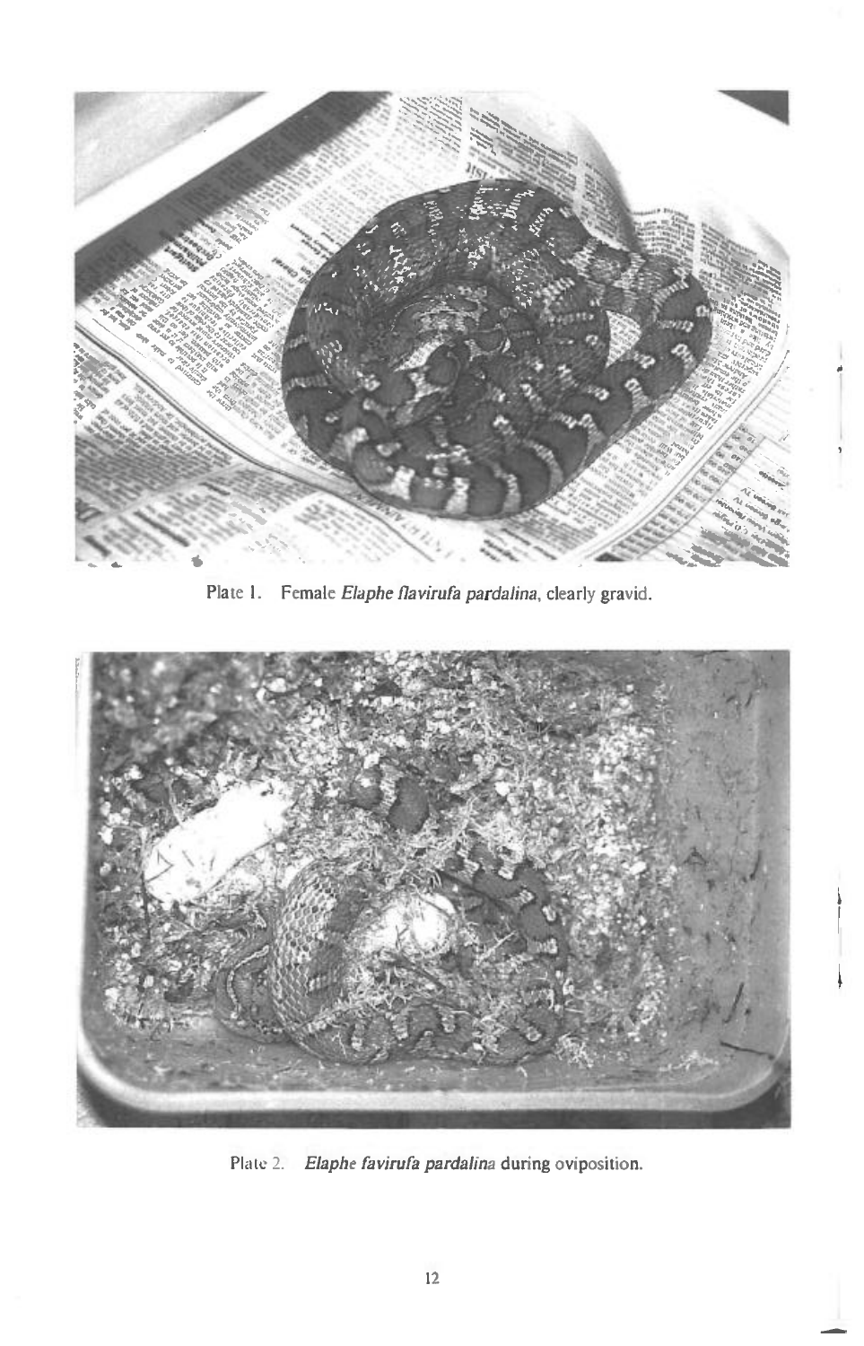Plate 1. Female *Elaphe flavirufa pardalina*, clearly gravid.

Plate 2. *Elaphe favirufa pardalina* during oviposition.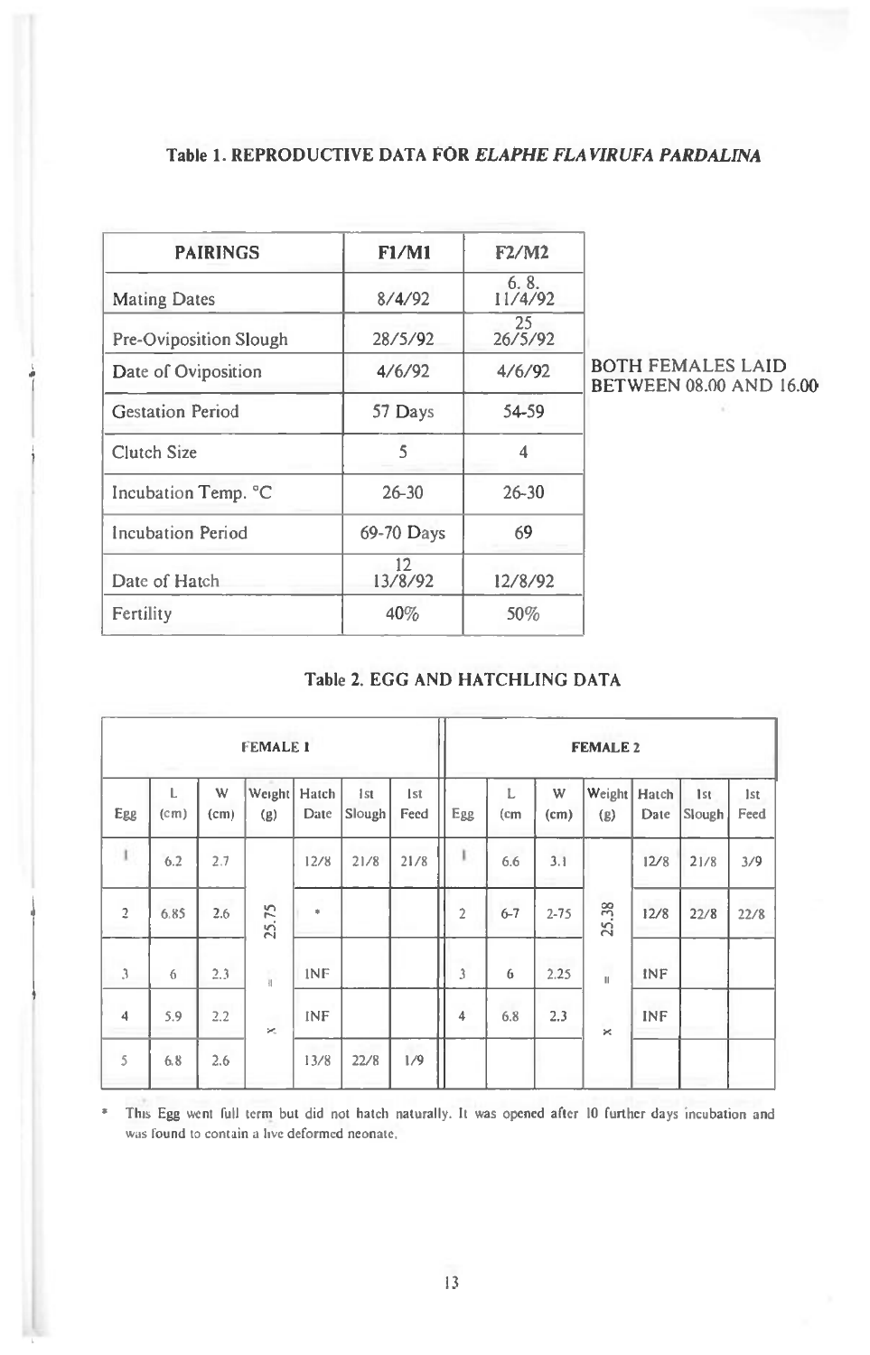### Table 1. REPRODUCTIVE DATA FOR *ELAPHE FLAVIRUFA PARDALINA*

| PAIRINGS | F1/M1 | F2/M2 |
|---|---|---|
| Mating Dates | 8/4/92 | 6. 8. 11/4/92 |
| Pre-Oviposition Slough | 28/5/92 | 25 26/5/92 |
| Date of Oviposition | 4/6/92 | 4/6/92 |
| Gestation Period | 57 Days | 54-59 |
| Clutch Size | 5 | 4 |
| Incubation Temp. °C | 26-30 | 26-30 |
| Incubation Period | 69-70 Days | 69 |
| Date of Hatch | 12 13/8/92 | 12/8/92 |
| Fertility | 40% | 50% |

BOTH FEMALES LAID BETWEEN 08.00 AND 16.00

### Table 2. EGG AND HATCHLING DATA

| FEMALE 1 | | | | | | | FEMALE 2 | | | | | | |
|---|---|---|---|---|---|---|---|---|---|---|---|---|---|
| Egg | L (cm) | W (cm) | Weight (g) | Hatch Date | 1st Slough | 1st Feed | Egg | L (cm | W (cm) | Weight (g) | Hatch Date | 1st Slough | 1st Feed |
| 1 | 6.2 | 2.7 | | 12/8 | 21/8 | 21/8 | 1 | 6.6 | 3.1 | | 12/8 | 21/8 | 3/9 |
| 2 | 6.85 | 2.6 | 25.75 | * | | | 2 | 6-7 | 2-75 | 25.38 | 12/8 | 22/8 | 22/8 |
| 3 | 6 | 2.3 | = | INF | | | 3 | 6 | 2.25 | = | INF | | |
| 4 | 5.9 | 2.2 | x | INF | | | 4 | 6.8 | 2.3 | x | INF | | |
| 5 | 6.8 | 2.6 | | 13/8 | 22/8 | 1/9 | | | | | | | |

\* This Egg went full term but did not hatch naturally. It was opened after 10 further days incubation and was found to contain a live deformed neonate.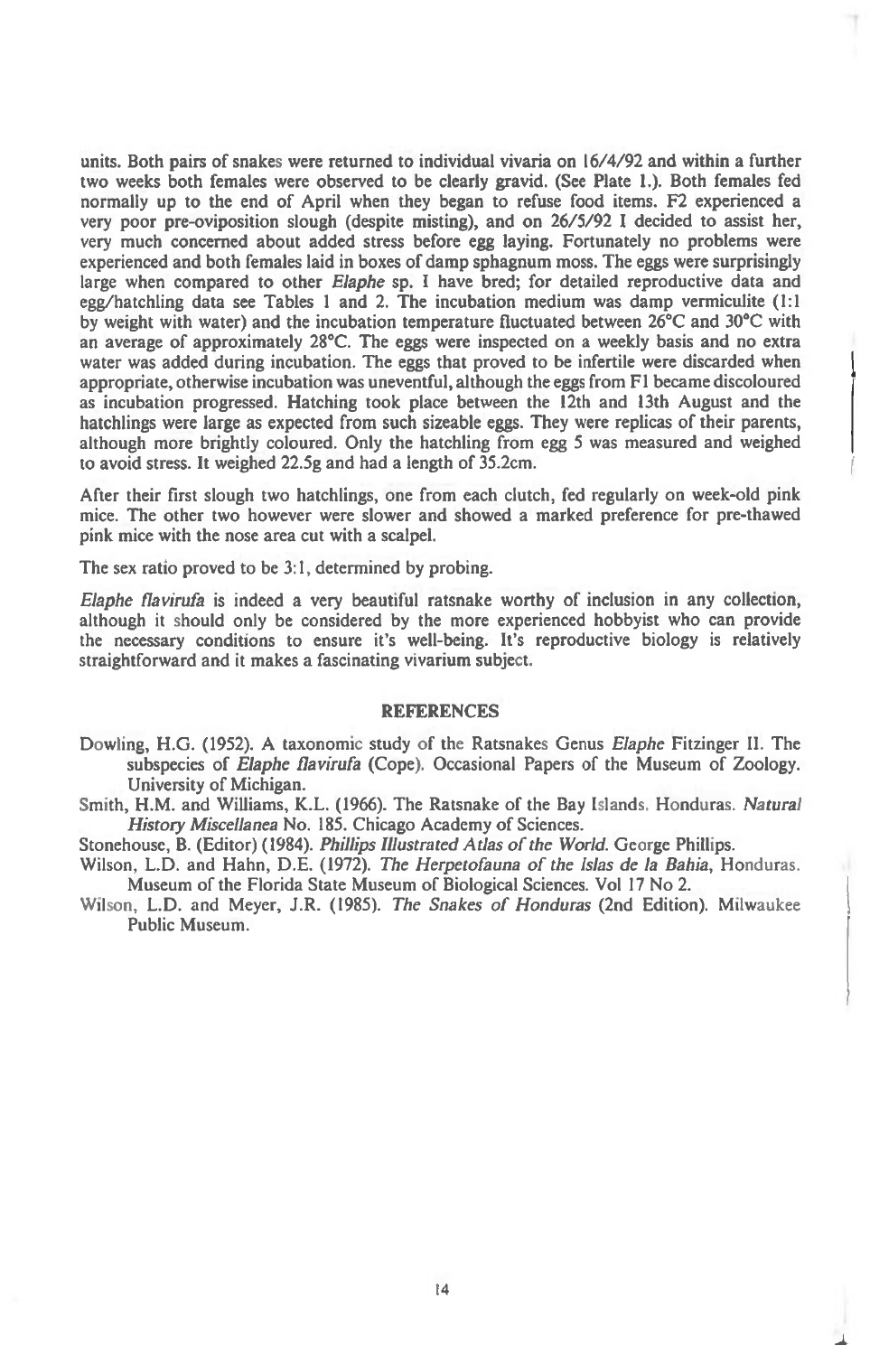units. Both pairs of snakes were returned to individual vivaria on 16/4/92 and within a further two weeks both females were observed to be clearly gravid. (See Plate 1.). Both females fed normally up to the end of April when they began to refuse food items. F2 experienced a very poor pre-oviposition slough (despite misting), and on 26/5/92 I decided to assist her, very much concerned about added stress before egg laying. Fortunately no problems were experienced and both females laid in boxes of damp sphagnum moss. The eggs were surprisingly large when compared to other *Elaphe* sp. I have bred; for detailed reproductive data and egg/hatchling data see Tables 1 and 2. The incubation medium was damp vermiculite (1:1 by weight with water) and the incubation temperature fluctuated between 26°C and 30°C with an average of approximately 28°C. The eggs were inspected on a weekly basis and no extra water was added during incubation. The eggs that proved to be infertile were discarded when appropriate, otherwise incubation was uneventful, although the eggs from F1 became discoloured as incubation progressed. Hatching took place between the 12th and 13th August and the hatchlings were large as expected from such sizeable eggs. They were replicas of their parents, although more brightly coloured. Only the hatchling from egg 5 was measured and weighed to avoid stress. It weighed 22.5g and had a length of 35.2cm.

After their first slough two hatchlings, one from each clutch, fed regularly on week-old pink mice. The other two however were slower and showed a marked preference for pre-thawed pink mice with the nose area cut with a scalpel.

The sex ratio proved to be 3:1, determined by probing.

*Elaphe flavirufa* is indeed a very beautiful ratsnake worthy of inclusion in any collection, although it should only be considered by the more experienced hobbyist who can provide the necessary conditions to ensure it's well-being. It's reproductive biology is relatively straightforward and it makes a fascinating vivarium subject.

## REFERENCES

Dowling, H.G. (1952). A taxonomic study of the Ratsnakes Genus *Elaphe* Fitzinger II. The subspecies of *Elaphe flavirufa* (Cope). Occasional Papers of the Museum of Zoology. University of Michigan.

Smith, H.M. and Williams, K.L. (1966). The Ratsnake of the Bay Islands, Honduras. *Natural History Miscellanea* No. 185. Chicago Academy of Sciences.

Stonehouse, B. (Editor) (1984). *Phillips Illustrated Atlas of the World.* George Phillips.

Wilson, L.D. and Hahn, D.E. (1972). *The Herpetofauna of the Islas de la Bahia*, Honduras. Museum of the Florida State Museum of Biological Sciences. Vol 17 No 2.

Wilson, L.D. and Meyer, J.R. (1985). *The Snakes of Honduras* (2nd Edition). Milwaukee Public Museum.